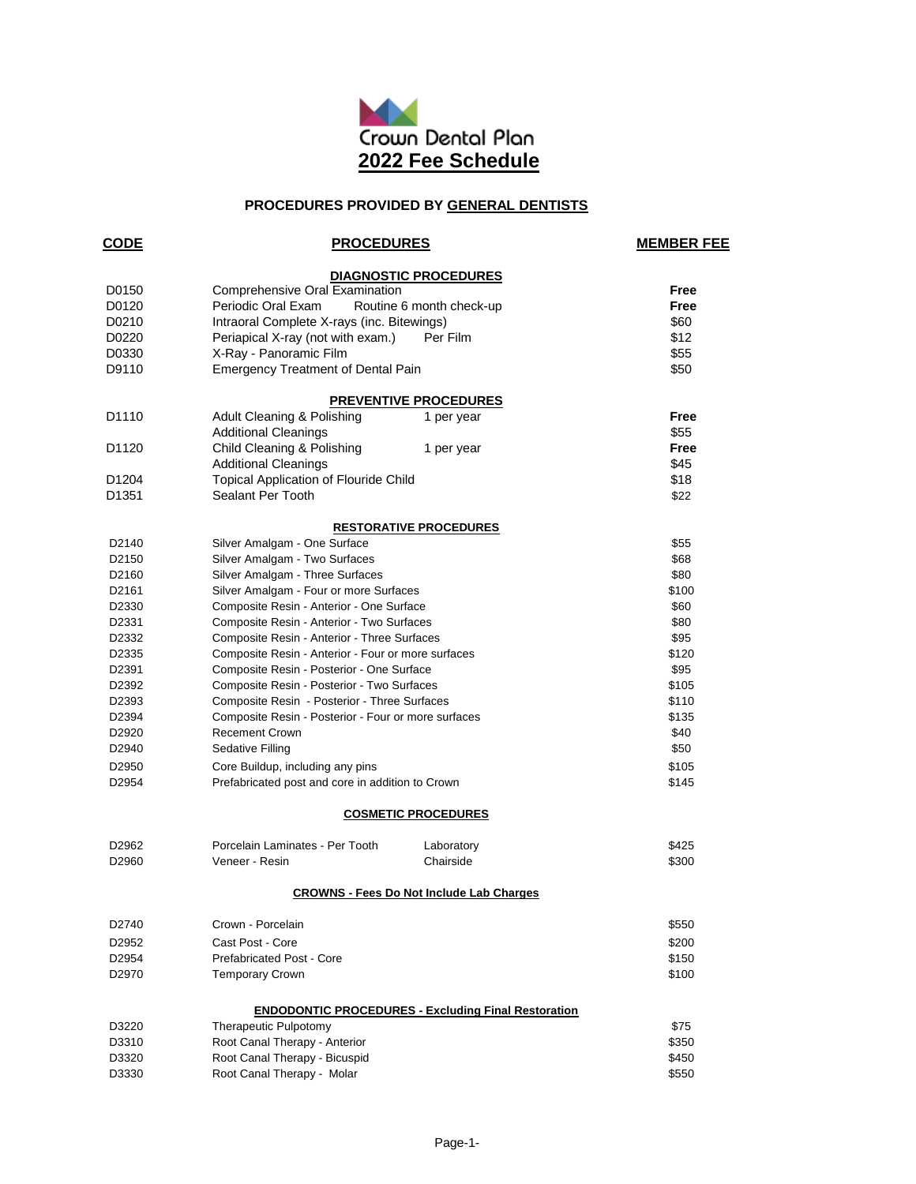# Crown Dental Plan

## 2022 Fee Schedule

### PROCEDURES PROVIDED BY GENERAL DENTISTS

| CODE | PROCEDURES | | MEMBER FEE |
|---|---|---|---|
| | **DIAGNOSTIC PROCEDURES** | | |
| D0150 | Comprehensive Oral Examination | | **Free** |
| D0120 | Periodic Oral Exam | Routine 6 month check-up | **Free** |
| D0210 | Intraoral Complete X-rays (inc. Bitewings) | | $60 |
| D0220 | Periapical X-ray (not with exam.) | Per Film | $12 |
| D0330 | X-Ray - Panoramic Film | | $55 |
| D9110 | Emergency Treatment of Dental Pain | | $50 |
| | **PREVENTIVE PROCEDURES** | | |
| D1110 | Adult Cleaning & Polishing | 1 per year | **Free** |
| | Additional Cleanings | | $55 |
| D1120 | Child Cleaning & Polishing | 1 per year | **Free** |
| | Additional Cleanings | | $45 |
| D1204 | Topical Application of Flouride Child | | $18 |
| D1351 | Sealant Per Tooth | | $22 |
| | **RESTORATIVE PROCEDURES** | | |
| D2140 | Silver Amalgam - One Surface | | $55 |
| D2150 | Silver Amalgam - Two Surfaces | | $68 |
| D2160 | Silver Amalgam - Three Surfaces | | $80 |
| D2161 | Silver Amalgam - Four or more Surfaces | | $100 |
| D2330 | Composite Resin - Anterior - One Surface | | $60 |
| D2331 | Composite Resin - Anterior - Two Surfaces | | $80 |
| D2332 | Composite Resin - Anterior - Three Surfaces | | $95 |
| D2335 | Composite Resin - Anterior - Four or more surfaces | | $120 |
| D2391 | Composite Resin - Posterior - One Surface | | $95 |
| D2392 | Composite Resin - Posterior - Two Surfaces | | $105 |
| D2393 | Composite Resin - Posterior - Three Surfaces | | $110 |
| D2394 | Composite Resin - Posterior - Four or more surfaces | | $135 |
| D2920 | Recement Crown | | $40 |
| D2940 | Sedative Filling | | $50 |
| D2950 | Core Buildup, including any pins | | $105 |
| D2954 | Prefabricated post and core in addition to Crown | | $145 |
| | **COSMETIC PROCEDURES** | | |
| D2962 | Porcelain Laminates - Per Tooth | Laboratory | $425 |
| D2960 | Veneer - Resin | Chairside | $300 |
| | **CROWNS - Fees Do Not Include Lab Charges** | | |
| D2740 | Crown - Porcelain | | $550 |
| D2952 | Cast Post - Core | | $200 |
| D2954 | Prefabricated Post - Core | | $150 |
| D2970 | Temporary Crown | | $100 |
| | **ENDODONTIC PROCEDURES - Excluding Final Restoration** | | |
| D3220 | Therapeutic Pulpotomy | | $75 |
| D3310 | Root Canal Therapy - Anterior | | $350 |
| D3320 | Root Canal Therapy - Bicuspid | | $450 |
| D3330 | Root Canal Therapy - Molar | | $550 |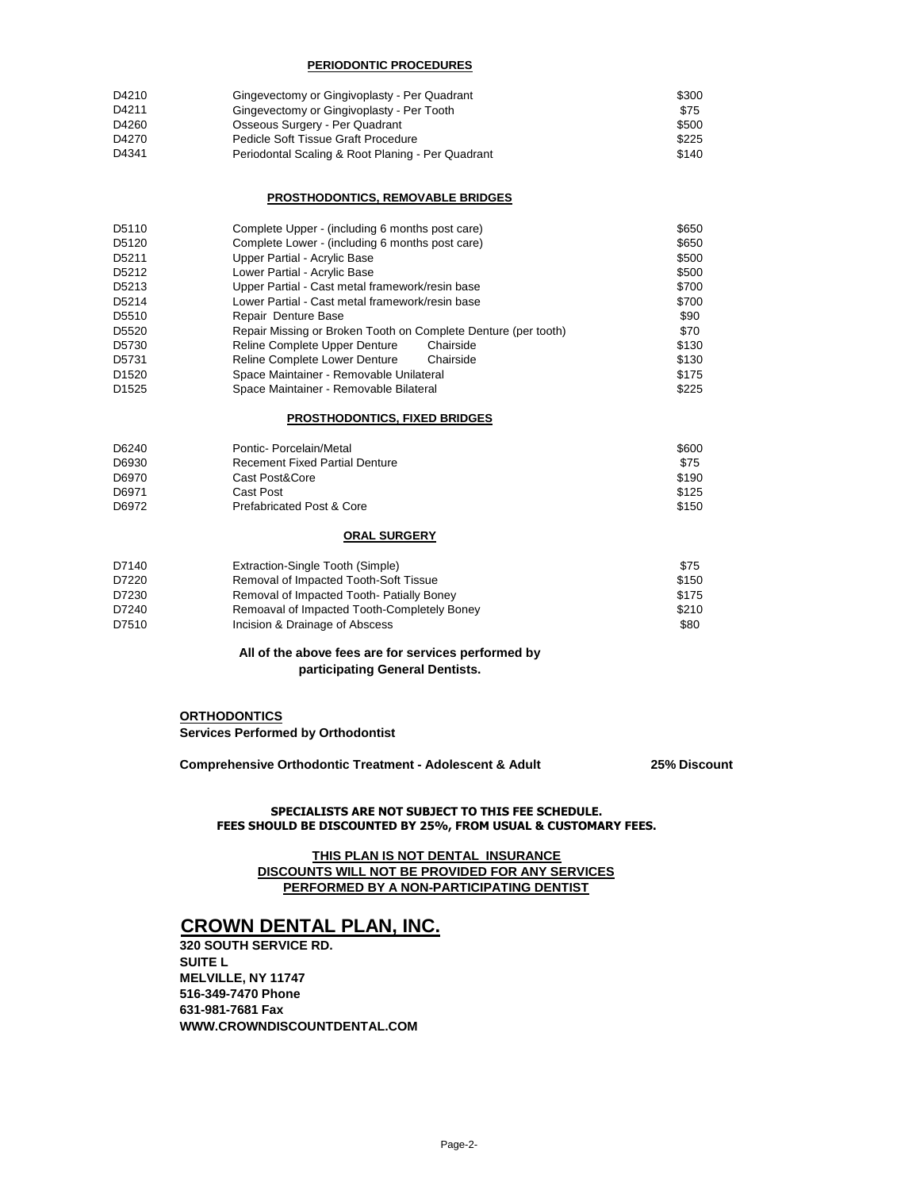**PERIODONTIC PROCEDURES**

| | | |
|---|---|---|
| D4210 | Gingevectomy or Gingivoplasty - Per Quadrant | $300 |
| D4211 | Gingevectomy or Gingivoplasty - Per Tooth | $75 |
| D4260 | Osseous Surgery - Per Quadrant | $500 |
| D4270 | Pedicle Soft Tissue Graft Procedure | $225 |
| D4341 | Periodontal Scaling & Root Planing - Per Quadrant | $140 |

**PROSTHODONTICS, REMOVABLE BRIDGES**

| | | |
|---|---|---|
| D5110 | Complete Upper - (including 6 months post care) | $650 |
| D5120 | Complete Lower - (including 6 months post care) | $650 |
| D5211 | Upper Partial - Acrylic Base | $500 |
| D5212 | Lower Partial - Acrylic Base | $500 |
| D5213 | Upper Partial - Cast metal framework/resin base | $700 |
| D5214 | Lower Partial - Cast metal framework/resin base | $700 |
| D5510 | Repair Denture Base | $90 |
| D5520 | Repair Missing or Broken Tooth on Complete Denture (per tooth) | $70 |
| D5730 | Reline Complete Upper Denture Chairside | $130 |
| D5731 | Reline Complete Lower Denture Chairside | $130 |
| D1520 | Space Maintainer - Removable Unilateral | $175 |
| D1525 | Space Maintainer - Removable Bilateral | $225 |

**PROSTHODONTICS, FIXED BRIDGES**

| | | |
|---|---|---|
| D6240 | Pontic- Porcelain/Metal | $600 |
| D6930 | Recement Fixed Partial Denture | $75 |
| D6970 | Cast Post&Core | $190 |
| D6971 | Cast Post | $125 |
| D6972 | Prefabricated Post & Core | $150 |

**ORAL SURGERY**

| | | |
|---|---|---|
| D7140 | Extraction-Single Tooth (Simple) | $75 |
| D7220 | Removal of Impacted Tooth-Soft Tissue | $150 |
| D7230 | Removal of Impacted Tooth- Patially Boney | $175 |
| D7240 | Remoaval of Impacted Tooth-Completely Boney | $210 |
| D7510 | Incision & Drainage of Abscess | $80 |

**All of the above fees are for services performed by participating General Dentists.**

**ORTHODONTICS**

**Services Performed by Orthodontist**

**Comprehensive Orthodontic Treatment - Adolescent & Adult** **25% Discount**

**SPECIALISTS ARE NOT SUBJECT TO THIS FEE SCHEDULE.**
**FEES SHOULD BE DISCOUNTED BY 25%, FROM USUAL & CUSTOMARY FEES.**

**THIS PLAN IS NOT DENTAL INSURANCE**
**DISCOUNTS WILL NOT BE PROVIDED FOR ANY SERVICES PERFORMED BY A NON-PARTICIPATING DENTIST**

## CROWN DENTAL PLAN, INC.

**320 SOUTH SERVICE RD.**
**SUITE L**
**MELVILLE, NY 11747**
**516-349-7470 Phone**
**631-981-7681 Fax**
**WWW.CROWNDISCOUNTDENTAL.COM**